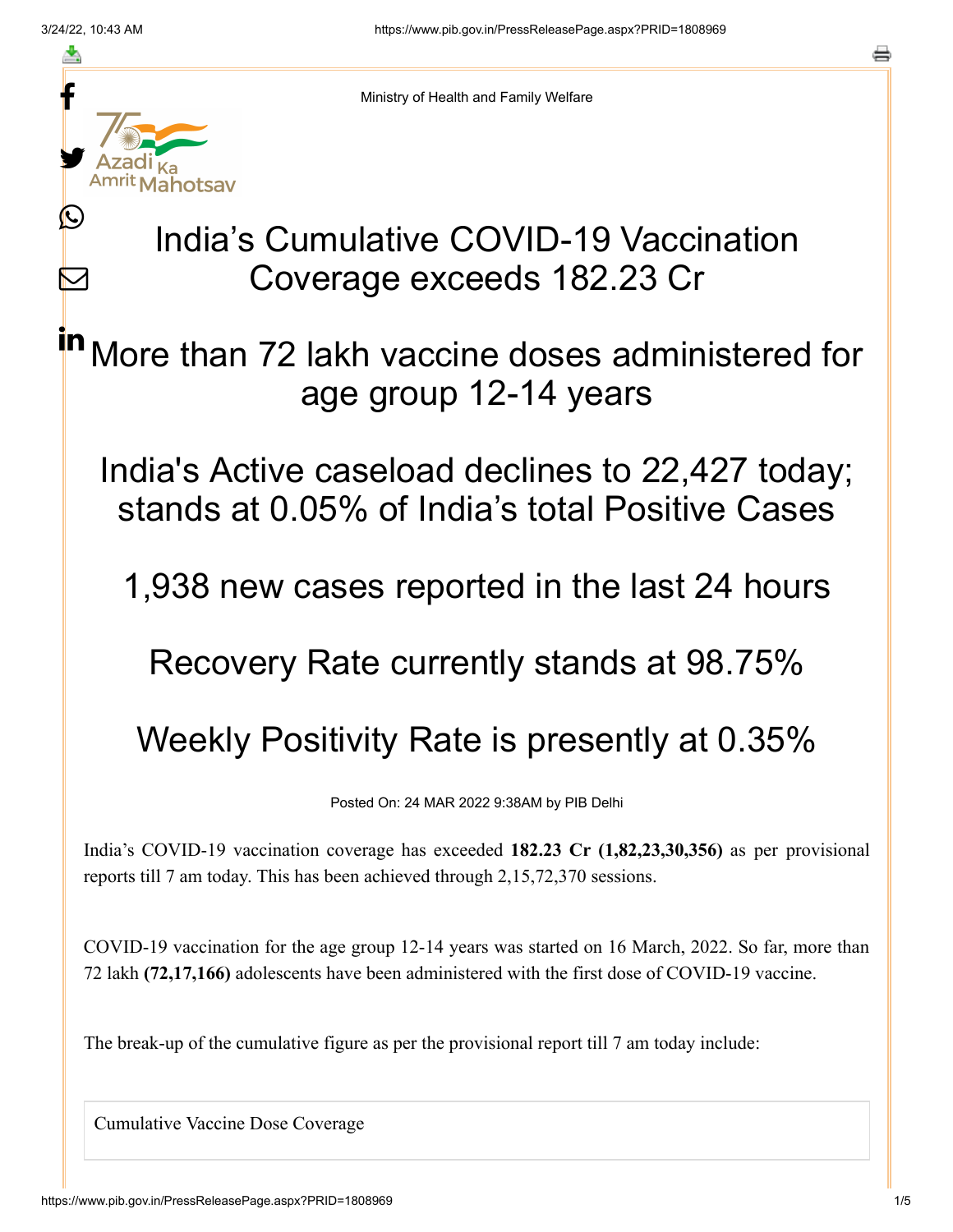Ministry of Health and Family Welfare

# India's Cumulative COVID-19 Vaccination Coverage exceeds 182.23 Cr

## More than 72 lakh vaccine doses administered for age group 12-14 years

## India's Active caseload declines to 22,427 today; stands at 0.05% of India's total Positive Cases

## 1,938 new cases reported in the last 24 hours

## Recovery Rate currently stands at 98.75%

## Weekly Positivity Rate is presently at 0.35%

Posted On: 24 MAR 2022 9:38AM by PIB Delhi

India's COVID-19 vaccination coverage has exceeded **182.23 Cr (1,82,23,30,356)** as per provisional reports till 7 am today. This has been achieved through 2,15,72,370 sessions.

COVID-19 vaccination for the age group 12-14 years was started on 16 March, 2022. So far, more than 72 lakh **(72,17,166)** adolescents have been administered with the first dose of COVID-19 vaccine.

The break-up of the cumulative figure as per the provisional report till 7 am today include:

| Cumulative Vaccine Dose Coverage |
|---|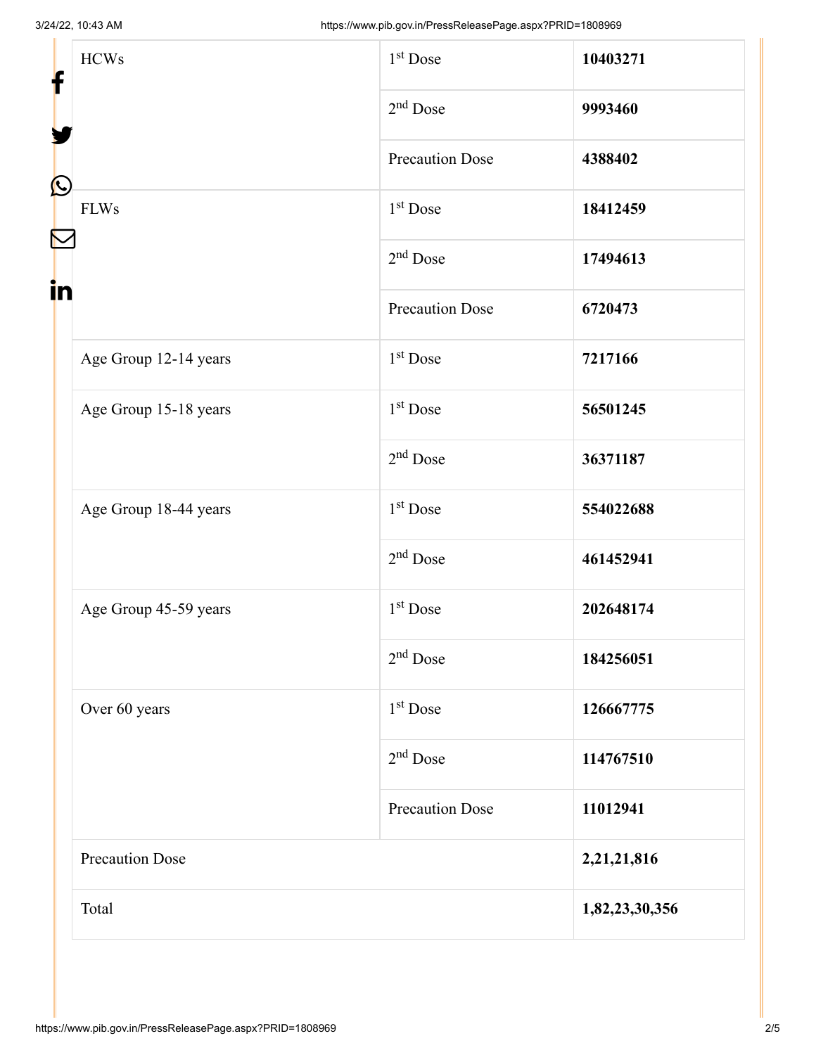| | | |
|---|---|---|
| HCWs | 1st Dose | **10403271** |
| | 2nd Dose | **9993460** |
| | Precaution Dose | **4388402** |
| FLWs | 1st Dose | **18412459** |
| | 2nd Dose | **17494613** |
| | Precaution Dose | **6720473** |
| Age Group 12-14 years | 1st Dose | **7217166** |
| Age Group 15-18 years | 1st Dose | **56501245** |
| | 2nd Dose | **36371187** |
| Age Group 18-44 years | 1st Dose | **554022688** |
| | 2nd Dose | **461452941** |
| Age Group 45-59 years | 1st Dose | **202648174** |
| | 2nd Dose | **184256051** |
| Over 60 years | 1st Dose | **126667775** |
| | 2nd Dose | **114767510** |
| | Precaution Dose | **11012941** |
| Precaution Dose | | **2,21,21,816** |
| Total | | **1,82,23,30,356** |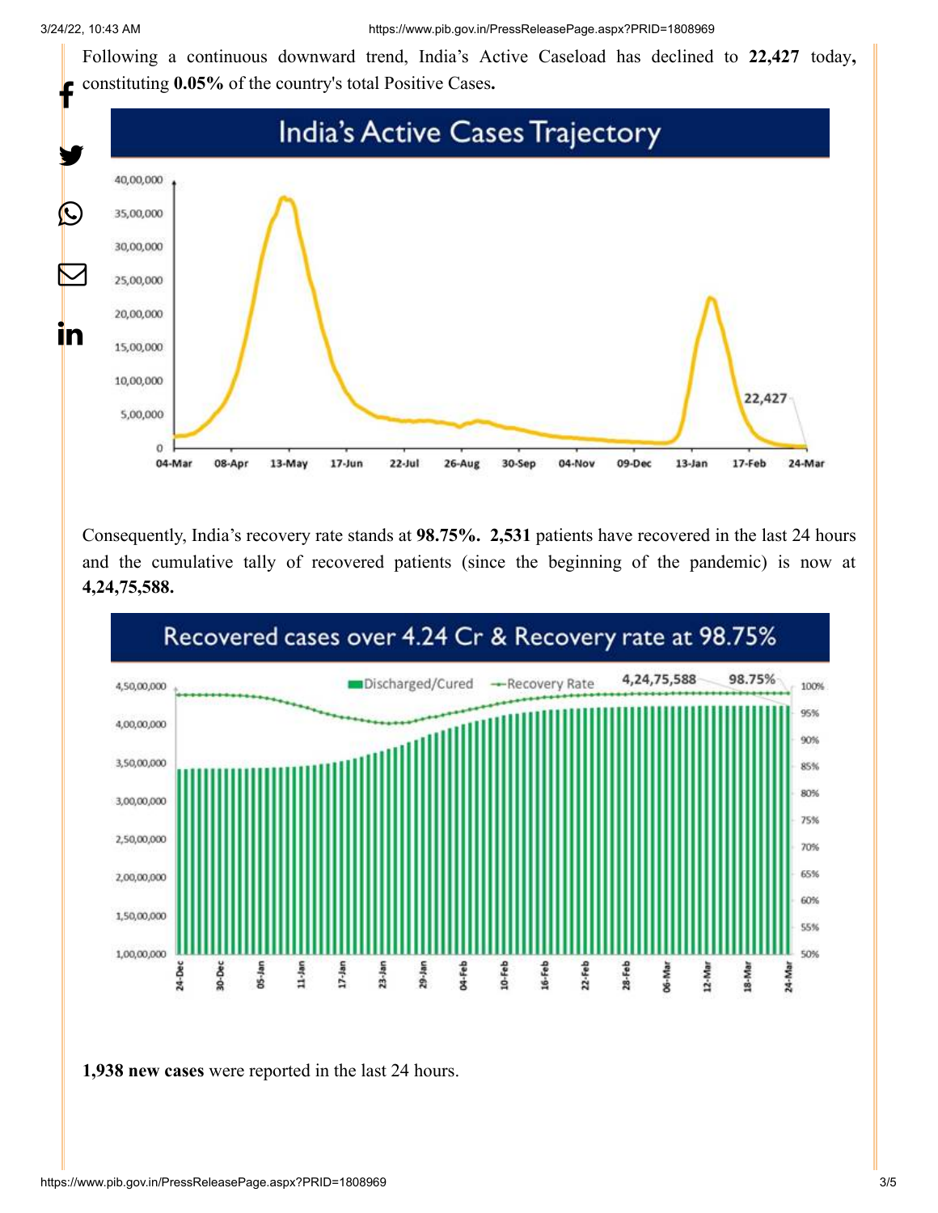Following a continuous downward trend, India's Active Caseload has declined to **22,427** today**,** constituting **0.05%** of the country's total Positive Cases**.**

Consequently, India's recovery rate stands at **98.75%. 2,531** patients have recovered in the last 24 hours and the cumulative tally of recovered patients (since the beginning of the pandemic) is now at **4,24,75,588.**

**1,938 new cases** were reported in the last 24 hours.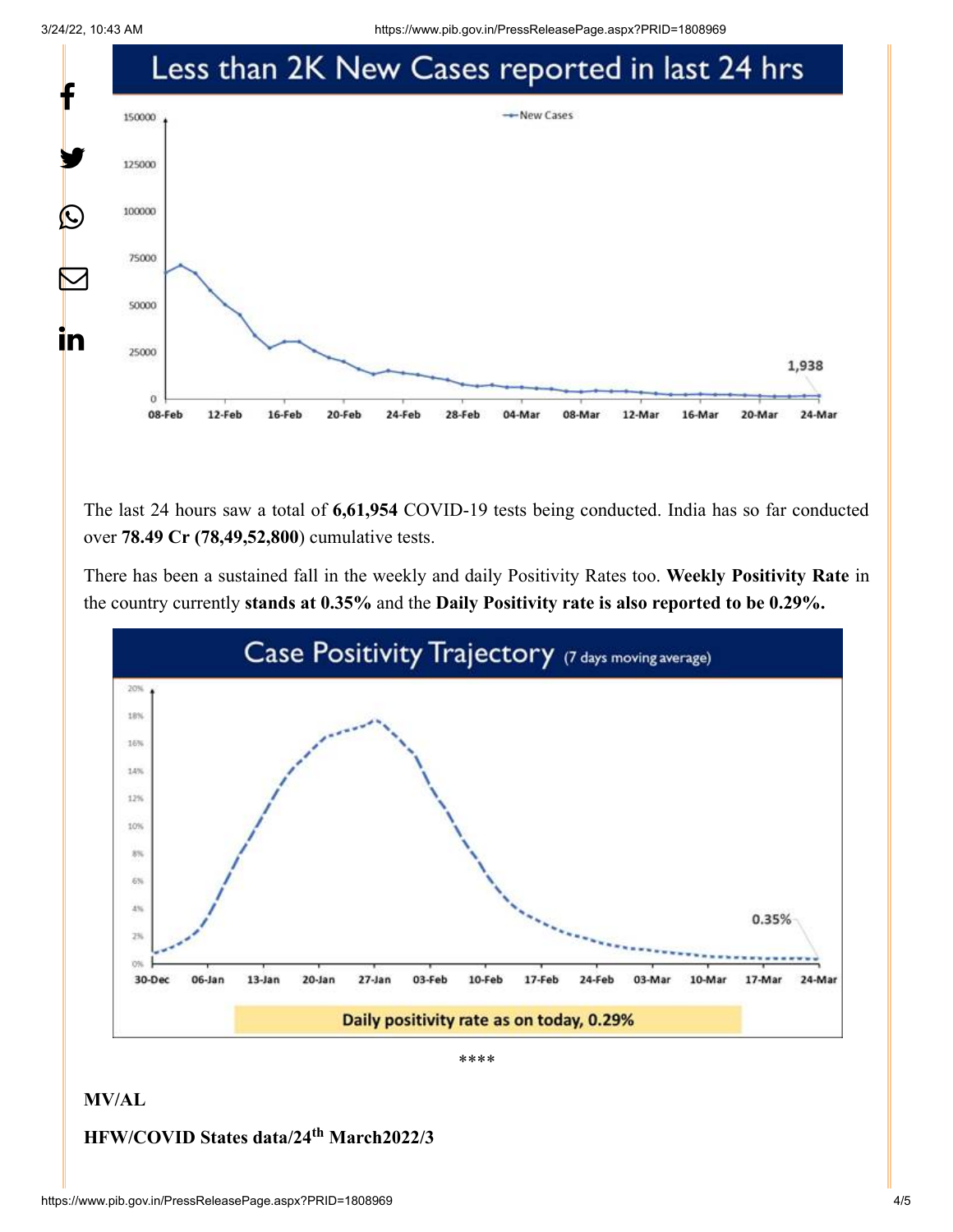## Less than 2K New Cases reported in last 24 hrs

The last 24 hours saw a total of **6,61,954** COVID-19 tests being conducted. India has so far conducted over **78.49 Cr (78,49,52,800**) cumulative tests.

There has been a sustained fall in the weekly and daily Positivity Rates too. **Weekly Positivity Rate** in the country currently **stands at 0.35%** and the **Daily Positivity rate is also reported to be 0.29%.**

## Case Positivity Trajectory (7 days moving average)

Daily positivity rate as on today, 0.29%

****

**MV/AL**

**HFW/COVID States data/24th March2022/3**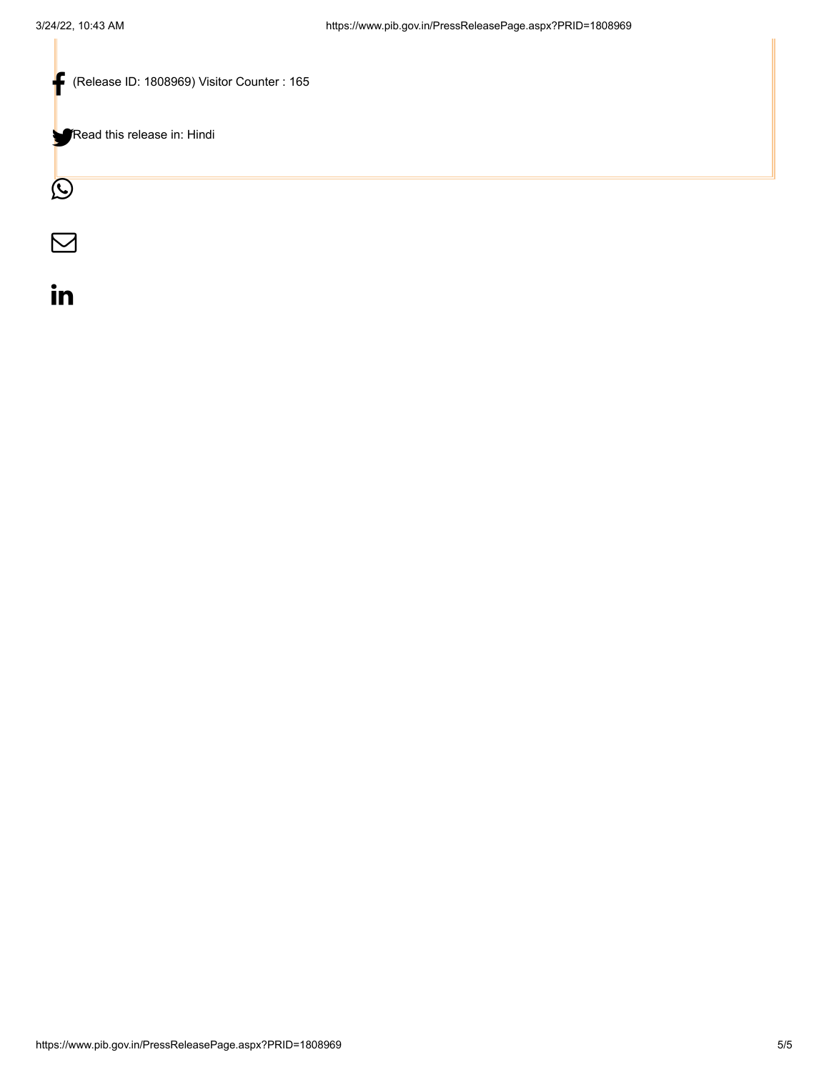(Release ID: 1808969) Visitor Counter : 165

Read this release in: Hindi